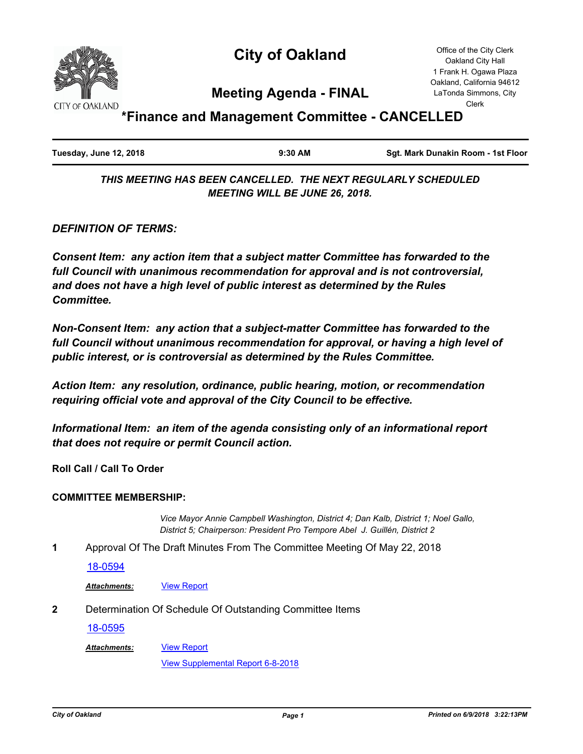# City of Oakland

Office of the City Clerk
Oakland City Hall
1 Frank H. Ogawa Plaza
Oakland, California 94612
LaTonda Simmons, City Clerk

## Meeting Agenda - FINAL

## *Finance and Management Committee - CANCELLED

| Tuesday, June 12, 2018 | 9:30 AM | Sgt. Mark Dunakin Room - 1st Floor |
|---|---|---|

***THIS MEETING HAS BEEN CANCELLED. THE NEXT REGULARLY SCHEDULED MEETING WILL BE JUNE 26, 2018.***

***DEFINITION OF TERMS:***

***Consent Item: any action item that a subject matter Committee has forwarded to the full Council with unanimous recommendation for approval and is not controversial, and does not have a high level of public interest as determined by the Rules Committee.***

***Non-Consent Item: any action that a subject-matter Committee has forwarded to the full Council without unanimous recommendation for approval, or having a high level of public interest, or is controversial as determined by the Rules Committee.***

***Action Item: any resolution, ordinance, public hearing, motion, or recommendation requiring official vote and approval of the City Council to be effective.***

***Informational Item: an item of the agenda consisting only of an informational report that does not require or permit Council action.***

**Roll Call / Call To Order**

**COMMITTEE MEMBERSHIP:**

*Vice Mayor Annie Campbell Washington, District 4; Dan Kalb, District 1; Noel Gallo, District 5; Chairperson: President Pro Tempore Abel J. Guillén, District 2*

**1** Approval Of The Draft Minutes From The Committee Meeting Of May 22, 2018

18-0594

***Attachments:*** View Report

**2** Determination Of Schedule Of Outstanding Committee Items

18-0595

***Attachments:*** View Report

View Supplemental Report 6-8-2018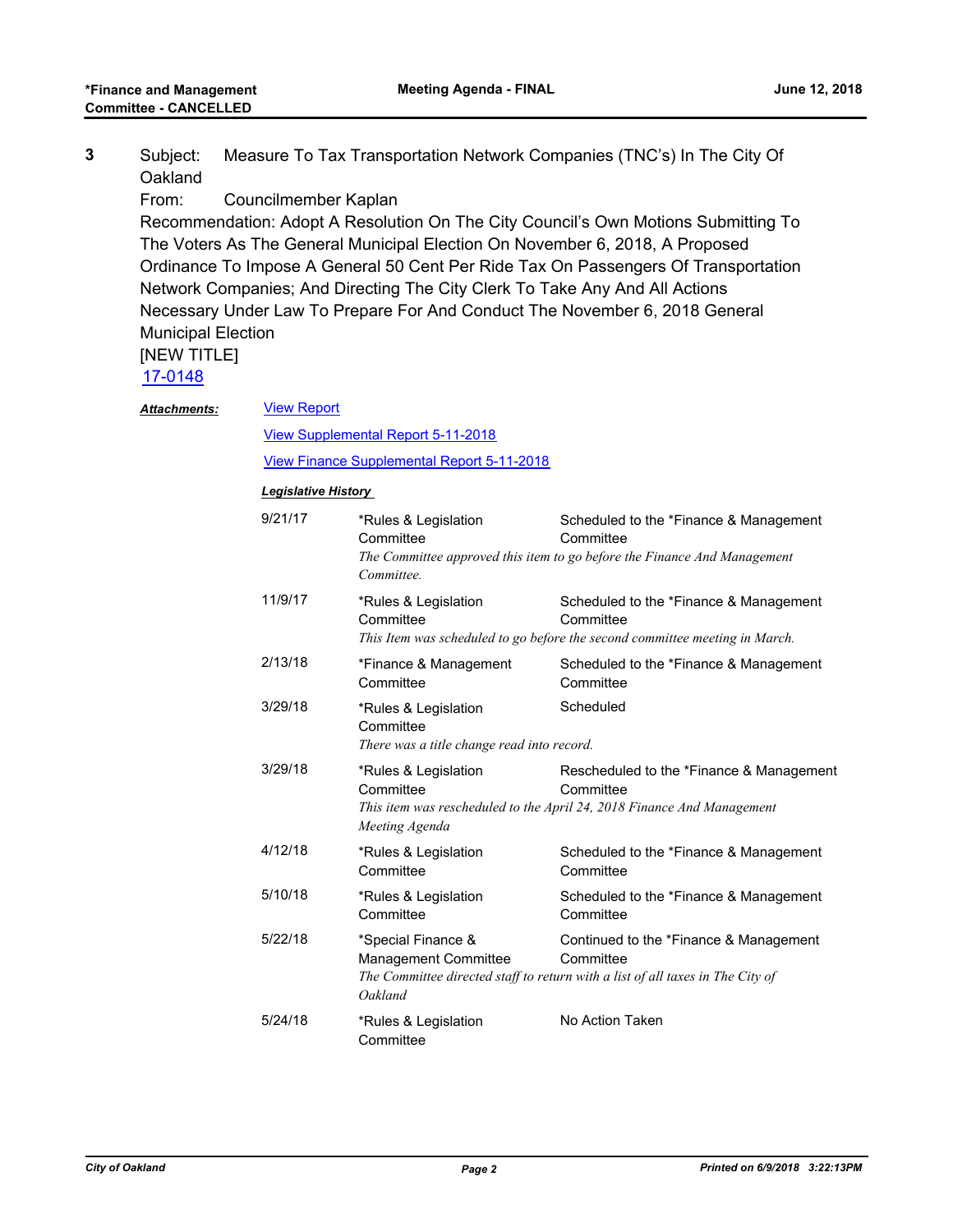**3** Subject: Measure To Tax Transportation Network Companies (TNC's) In The City Of Oakland

From: Councilmember Kaplan

Recommendation: Adopt A Resolution On The City Council's Own Motions Submitting To The Voters As The General Municipal Election On November 6, 2018, A Proposed Ordinance To Impose A General 50 Cent Per Ride Tax On Passengers Of Transportation Network Companies; And Directing The City Clerk To Take Any And All Actions Necessary Under Law To Prepare For And Conduct The November 6, 2018 General Municipal Election

[NEW TITLE]

17-0148

***Attachments:*** View Report

View Supplemental Report 5-11-2018

View Finance Supplemental Report 5-11-2018

***Legislative History***

| Date | Committee | Action |
| --- | --- | --- |
| 9/21/17 | *Rules & Legislation Committee | Scheduled to the *Finance & Management Committee |
| | *The Committee approved this item to go before the Finance And Management Committee.* | |
| 11/9/17 | *Rules & Legislation Committee | Scheduled to the *Finance & Management Committee |
| | *This Item was scheduled to go before the second committee meeting in March.* | |
| 2/13/18 | *Finance & Management Committee | Scheduled to the *Finance & Management Committee |
| 3/29/18 | *Rules & Legislation Committee | Scheduled |
| | *There was a title change read into record.* | |
| 3/29/18 | *Rules & Legislation Committee | Rescheduled to the *Finance & Management Committee |
| | *This item was rescheduled to the April 24, 2018 Finance And Management Meeting Agenda* | |
| 4/12/18 | *Rules & Legislation Committee | Scheduled to the *Finance & Management Committee |
| 5/10/18 | *Rules & Legislation Committee | Scheduled to the *Finance & Management Committee |
| 5/22/18 | *Special Finance & Management Committee | Continued to the *Finance & Management Committee |
| | *The Committee directed staff to return with a list of all taxes in The City of Oakland* | |
| 5/24/18 | *Rules & Legislation Committee | No Action Taken |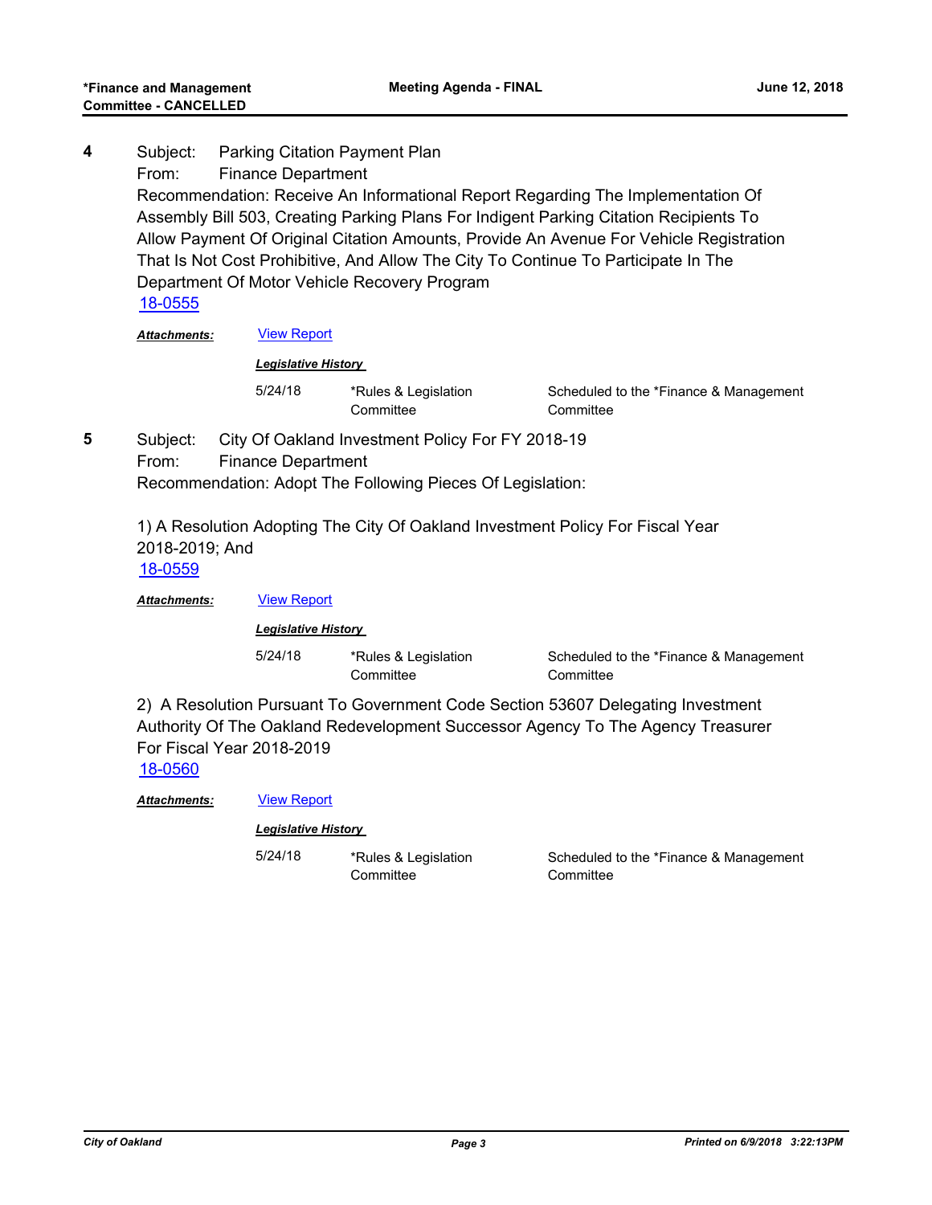**4** Subject: Parking Citation Payment Plan
From: Finance Department
Recommendation: Receive An Informational Report Regarding The Implementation Of Assembly Bill 503, Creating Parking Plans For Indigent Parking Citation Recipients To Allow Payment Of Original Citation Amounts, Provide An Avenue For Vehicle Registration That Is Not Cost Prohibitive, And Allow The City To Continue To Participate In The Department Of Motor Vehicle Recovery Program
[18-0555]

***Attachments:*** [View Report]

***Legislative History***

| | | |
|---|---|---|
| 5/24/18 | *Rules & Legislation Committee | Scheduled to the *Finance & Management Committee |

**5** Subject: City Of Oakland Investment Policy For FY 2018-19
From: Finance Department
Recommendation: Adopt The Following Pieces Of Legislation:

1) A Resolution Adopting The City Of Oakland Investment Policy For Fiscal Year 2018-2019; And
[18-0559]

***Attachments:*** [View Report]

***Legislative History***

| | | |
|---|---|---|
| 5/24/18 | *Rules & Legislation Committee | Scheduled to the *Finance & Management Committee |

2) A Resolution Pursuant To Government Code Section 53607 Delegating Investment Authority Of The Oakland Redevelopment Successor Agency To The Agency Treasurer For Fiscal Year 2018-2019
[18-0560]

***Attachments:*** [View Report]

***Legislative History***

| | | |
|---|---|---|
| 5/24/18 | *Rules & Legislation Committee | Scheduled to the *Finance & Management Committee |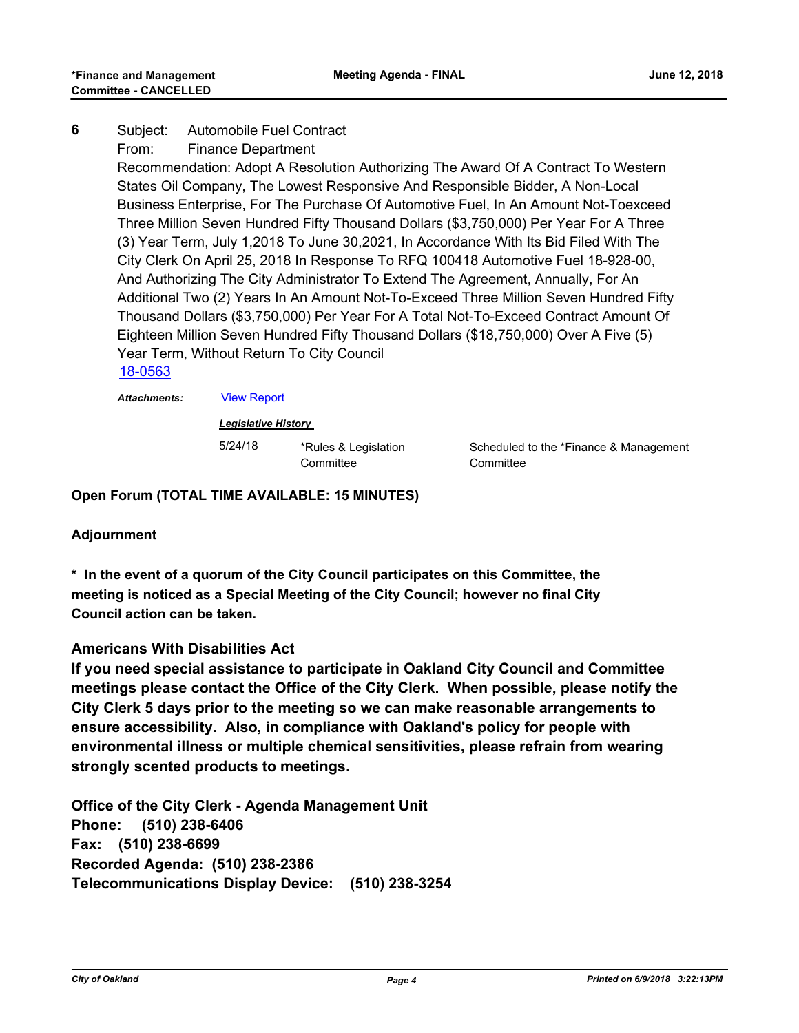**6** Subject: Automobile Fuel Contract

From: Finance Department

Recommendation: Adopt A Resolution Authorizing The Award Of A Contract To Western States Oil Company, The Lowest Responsive And Responsible Bidder, A Non-Local Business Enterprise, For The Purchase Of Automotive Fuel, In An Amount Not-Toexceed Three Million Seven Hundred Fifty Thousand Dollars ($3,750,000) Per Year For A Three (3) Year Term, July 1,2018 To June 30,2021, In Accordance With Its Bid Filed With The City Clerk On April 25, 2018 In Response To RFQ 100418 Automotive Fuel 18-928-00, And Authorizing The City Administrator To Extend The Agreement, Annually, For An Additional Two (2) Years In An Amount Not-To-Exceed Three Million Seven Hundred Fifty Thousand Dollars ($3,750,000) Per Year For A Total Not-To-Exceed Contract Amount Of Eighteen Million Seven Hundred Fifty Thousand Dollars ($18,750,000) Over A Five (5) Year Term, Without Return To City Council

18-0563

***Attachments:*** View Report

***Legislative History***

| | | |
|---|---|---|
| 5/24/18 | *Rules & Legislation Committee | Scheduled to the *Finance & Management Committee |

**Open Forum (TOTAL TIME AVAILABLE: 15 MINUTES)**

**Adjournment**

**\* In the event of a quorum of the City Council participates on this Committee, the meeting is noticed as a Special Meeting of the City Council; however no final City Council action can be taken.**

**Americans With Disabilities Act**

**If you need special assistance to participate in Oakland City Council and Committee meetings please contact the Office of the City Clerk. When possible, please notify the City Clerk 5 days prior to the meeting so we can make reasonable arrangements to ensure accessibility. Also, in compliance with Oakland's policy for people with environmental illness or multiple chemical sensitivities, please refrain from wearing strongly scented products to meetings.**

**Office of the City Clerk - Agenda Management Unit**
**Phone: (510) 238-6406**
**Fax: (510) 238-6699**
**Recorded Agenda: (510) 238-2386**
**Telecommunications Display Device: (510) 238-3254**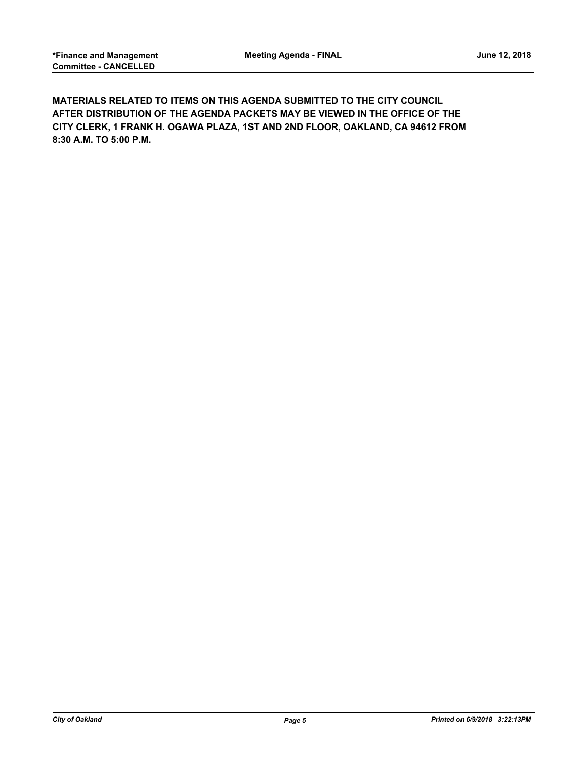**MATERIALS RELATED TO ITEMS ON THIS AGENDA SUBMITTED TO THE CITY COUNCIL AFTER DISTRIBUTION OF THE AGENDA PACKETS MAY BE VIEWED IN THE OFFICE OF THE CITY CLERK, 1 FRANK H. OGAWA PLAZA, 1ST AND 2ND FLOOR, OAKLAND, CA 94612 FROM 8:30 A.M. TO 5:00 P.M.**